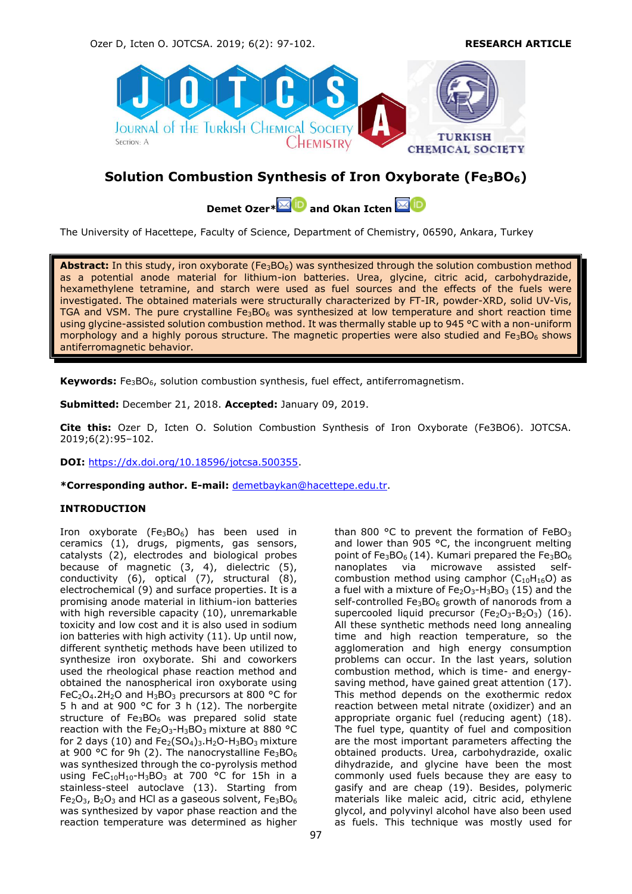# Solution Combustion Synthesis of Iron Oxyborate ($Fe_3BO_6$)

**Demet Ozer*** and **Okan Icten**

The University of Hacettepe, Faculty of Science, Department of Chemistry, 06590, Ankara, Turkey

**Abstract:** In this study, iron oxyborate ($Fe_3BO_6$) was synthesized through the solution combustion method as a potential anode material for lithium-ion batteries. Urea, glycine, citric acid, carbohydrazide, hexamethylene tetramine, and starch were used as fuel sources and the effects of the fuels were investigated. The obtained materials were structurally characterized by FT-IR, powder-XRD, solid UV-Vis, TGA and VSM. The pure crystalline $Fe_3BO_6$ was synthesized at low temperature and short reaction time using glycine-assisted solution combustion method. It was thermally stable up to 945 °C with a non-uniform morphology and a highly porous structure. The magnetic properties were also studied and $Fe_3BO_6$ shows antiferromagnetic behavior.

**Keywords:** $Fe_3BO_6$, solution combustion synthesis, fuel effect, antiferromagnetism.

**Submitted:** December 21, 2018. **Accepted:** January 09, 2019.

**Cite this:** Ozer D, Icten O. Solution Combustion Synthesis of Iron Oxyborate (Fe3BO6). JOTCSA. 2019;6(2):95–102.

**DOI:** https://dx.doi.org/10.18596/jotcsa.500355.

***Corresponding author. E-mail:** demetbaykan@hacettepe.edu.tr.

## INTRODUCTION

Iron oxyborate ($Fe_3BO_6$) has been used in ceramics (1), drugs, pigments, gas sensors, catalysts (2), electrodes and biological probes because of magnetic (3, 4), dielectric (5), conductivity (6), optical (7), structural (8), electrochemical (9) and surface properties. It is a promising anode material in lithium-ion batteries with high reversible capacity (10), unremarkable toxicity and low cost and it is also used in sodium ion batteries with high activity (11). Up until now, different synthetiç methods have been utilized to synthesize iron oxyborate. Shi and coworkers used the rheological phase reaction method and obtained the nanospherical iron oxyborate using $FeC_2O_4.2H_2O$ and $H_3BO_3$ precursors at 800 °C for 5 h and at 900 °C for 3 h (12). The norbergite structure of $Fe_3BO_6$ was prepared solid state reaction with the $Fe_2O_3$-$H_3BO_3$ mixture at 880 °C for 2 days (10) and $Fe_2(SO_4)_3.H_2O$-$H_3BO_3$ mixture at 900 °C for 9h (2). The nanocrystalline $Fe_3BO_6$ was synthesized through the co-pyrolysis method using $FeC_{10}H_{10}$-$H_3BO_3$ at 700 °C for 15h in a stainless-steel autoclave (13). Starting from $Fe_2O_3$, $B_2O_3$ and HCl as a gaseous solvent, $Fe_3BO_6$ was synthesized by vapor phase reaction and the reaction temperature was determined as higher than 800 °C to prevent the formation of $FeBO_3$ and lower than 905 °C, the incongruent melting point of $Fe_3BO_6$ (14). Kumari prepared the $Fe_3BO_6$ nanoplates via microwave assisted self-combustion method using camphor ($C_{10}H_{16}O$) as a fuel with a mixture of $Fe_2O_3$-$H_3BO_3$ (15) and the self-controlled $Fe_3BO_6$ growth of nanorods from a supercooled liquid precursor ($Fe_2O_3$-$B_2O_3$) (16). All these synthetic methods need long annealing time and high reaction temperature, so the agglomeration and high energy consumption problems can occur. In the last years, solution combustion method, which is time- and energy-saving method, have gained great attention (17). This method depends on the exothermic redox reaction between metal nitrate (oxidizer) and an appropriate organic fuel (reducing agent) (18). The fuel type, quantity of fuel and composition are the most important parameters affecting the obtained products. Urea, carbohydrazide, oxalic dihydrazide, and glycine have been the most commonly used fuels because they are easy to gasify and are cheap (19). Besides, polymeric materials like maleic acid, citric acid, ethylene glycol, and polyvinyl alcohol have also been used as fuels. This technique was mostly used for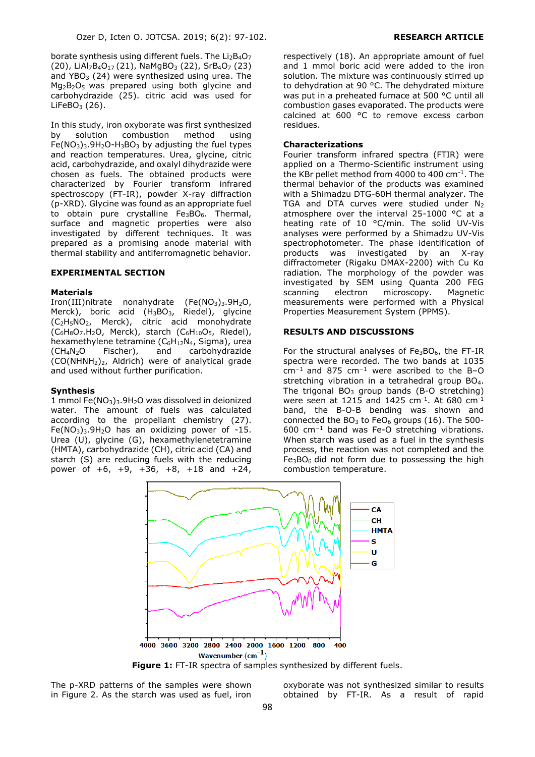borate synthesis using different fuels. The $Li_2B_4O_7$ (20), $LiAl_7B_4O_{17}$ (21), $NaMgBO_3$ (22), $SrB_4O_7$ (23) and $YBO_3$ (24) were synthesized using urea. The $Mg_2B_2O_5$ was prepared using both glycine and carbohydrazide (25). citric acid was used for $LiFeBO_3$ (26).

In this study, iron oxyborate was first synthesized by solution combustion method using $Fe(NO_3)_3.9H_2O-H_3BO_3$ by adjusting the fuel types and reaction temperatures. Urea, glycine, citric acid, carbohydrazide, and oxalyl dihydrazide were chosen as fuels. The obtained products were characterized by Fourier transform infrared spectroscopy (FT-IR), powder X-ray diffraction (p-XRD). Glycine was found as an appropriate fuel to obtain pure crystalline $Fe_3BO_6$. Thermal, surface and magnetic properties were also investigated by different techniques. It was prepared as a promising anode material with thermal stability and antiferromagnetic behavior.

## EXPERIMENTAL SECTION

### Materials

Iron(III)nitrate nonahydrate ($Fe(NO_3)_3.9H_2O$, Merck), boric acid ($H_3BO_3$, Riedel), glycine ($C_2H_5NO_2$, Merck), citric acid monohydrate ($C_6H_8O_7.H_2O$, Merck), starch ($C_6H_{10}O_5$, Riedel), hexamethylene tetramine ($C_6H_{12}N_4$, Sigma), urea ($CH_4N_2O$ Fischer), and carbohydrazide ($CO(NHNH_2)_2$, Aldrich) were of analytical grade and used without further purification.

### Synthesis

1 mmol $Fe(NO_3)_3.9H_2O$ was dissolved in deionized water. The amount of fuels was calculated according to the propellant chemistry (27). $Fe(NO_3)_3.9H_2O$ has an oxidizing power of -15. Urea (U), glycine (G), hexamethylenetetramine (HMTA), carbohydrazide (CH), citric acid (CA) and starch (S) are reducing fuels with the reducing power of +6, +9, +36, +8, +18 and +24, respectively (18). An appropriate amount of fuel and 1 mmol boric acid were added to the iron solution. The mixture was continuously stirred up to dehydration at 90 °C. The dehydrated mixture was put in a preheated furnace at 500 °C until all combustion gases evaporated. The products were calcined at 600 °C to remove excess carbon residues.

### Characterizations

Fourier transform infrared spectra (FTIR) were applied on a Thermo-Scientific instrument using the KBr pellet method from 4000 to 400 $cm^{-1}$. The thermal behavior of the products was examined with a Shimadzu DTG-60H thermal analyzer. The TGA and DTA curves were studied under $N_2$ atmosphere over the interval 25-1000 °C at a heating rate of 10 °C/min. The solid UV-Vis analyses were performed by a Shimadzu UV-Vis spectrophotometer. The phase identification of products was investigated by an X-ray diffractometer (Rigaku DMAX-2200) with Cu Kα radiation. The morphology of the powder was investigated by SEM using Quanta 200 FEG scanning electron microscopy. Magnetic measurements were performed with a Physical Properties Measurement System (PPMS).

## RESULTS AND DISCUSSIONS

For the structural analyses of $Fe_3BO_6$, the FT-IR spectra were recorded. The two bands at 1035 $cm^{-1}$ and 875 $cm^{-1}$ were ascribed to the B–O stretching vibration in a tetrahedral group $BO_4$. The trigonal $BO_3$ group bands (B-O stretching) were seen at 1215 and 1425 $cm^{-1}$. At 680 $cm^{-1}$ band, the B-O-B bending was shown and connected the $BO_3$ to $FeO_6$ groups (16). The 500-600 $cm^{-1}$ band was Fe-O stretching vibrations. When starch was used as a fuel in the synthesis process, the reaction was not completed and the $Fe_3BO_6$ did not form due to possessing the high combustion temperature.

**Figure 1:** FT-IR spectra of samples synthesized by different fuels.

The p-XRD patterns of the samples were shown in Figure 2. As the starch was used as fuel, iron oxyborate was not synthesized similar to results obtained by FT-IR. As a result of rapid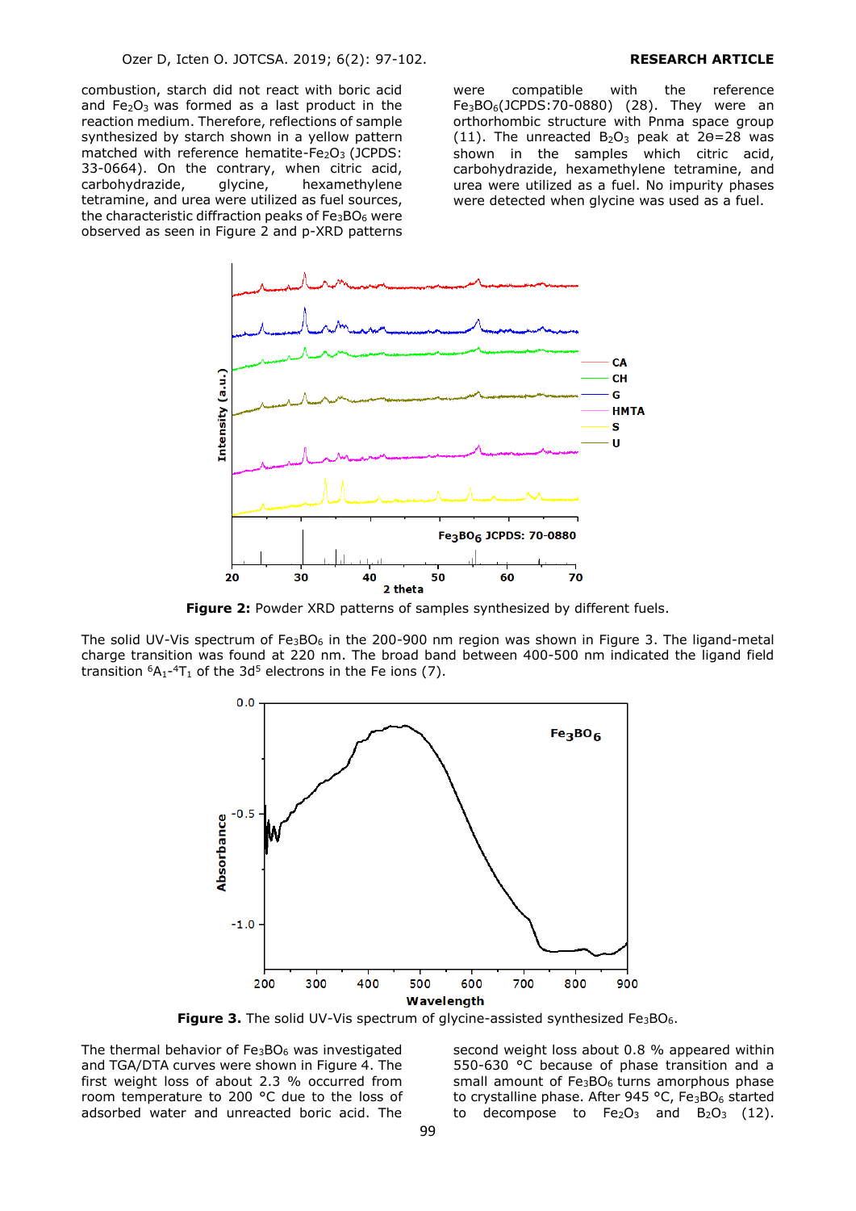combustion, starch did not react with boric acid and $Fe_2O_3$ was formed as a last product in the reaction medium. Therefore, reflections of sample synthesized by starch shown in a yellow pattern matched with reference hematite-$Fe_2O_3$ (JCPDS: 33-0664). On the contrary, when citric acid, carbohydrazide, glycine, hexamethylene tetramine, and urea were utilized as fuel sources, the characteristic diffraction peaks of $Fe_3BO_6$ were observed as seen in Figure 2 and p-XRD patterns were compatible with the reference $Fe_3BO_6$(JCPDS:70-0880) (28). They were an orthorhombic structure with Pnma space group (11). The unreacted $B_2O_3$ peak at 2θ=28 was shown in the samples which citric acid, carbohydrazide, hexamethylene tetramine, and urea were utilized as a fuel. No impurity phases were detected when glycine was used as a fuel.

**Figure 2:** Powder XRD patterns of samples synthesized by different fuels.

The solid UV-Vis spectrum of $Fe_3BO_6$ in the 200-900 nm region was shown in Figure 3. The ligand-metal charge transition was found at 220 nm. The broad band between 400-500 nm indicated the ligand field transition $^6A_1$-$^4T_1$ of the $3d^5$ electrons in the Fe ions (7).

**Figure 3.** The solid UV-Vis spectrum of glycine-assisted synthesized $Fe_3BO_6$.

The thermal behavior of $Fe_3BO_6$ was investigated and TGA/DTA curves were shown in Figure 4. The first weight loss of about 2.3 % occurred from room temperature to 200 °C due to the loss of adsorbed water and unreacted boric acid. The second weight loss about 0.8 % appeared within 550-630 °C because of phase transition and a small amount of $Fe_3BO_6$ turns amorphous phase to crystalline phase. After 945 °C, $Fe_3BO_6$ started to decompose to $Fe_2O_3$ and $B_2O_3$ (12).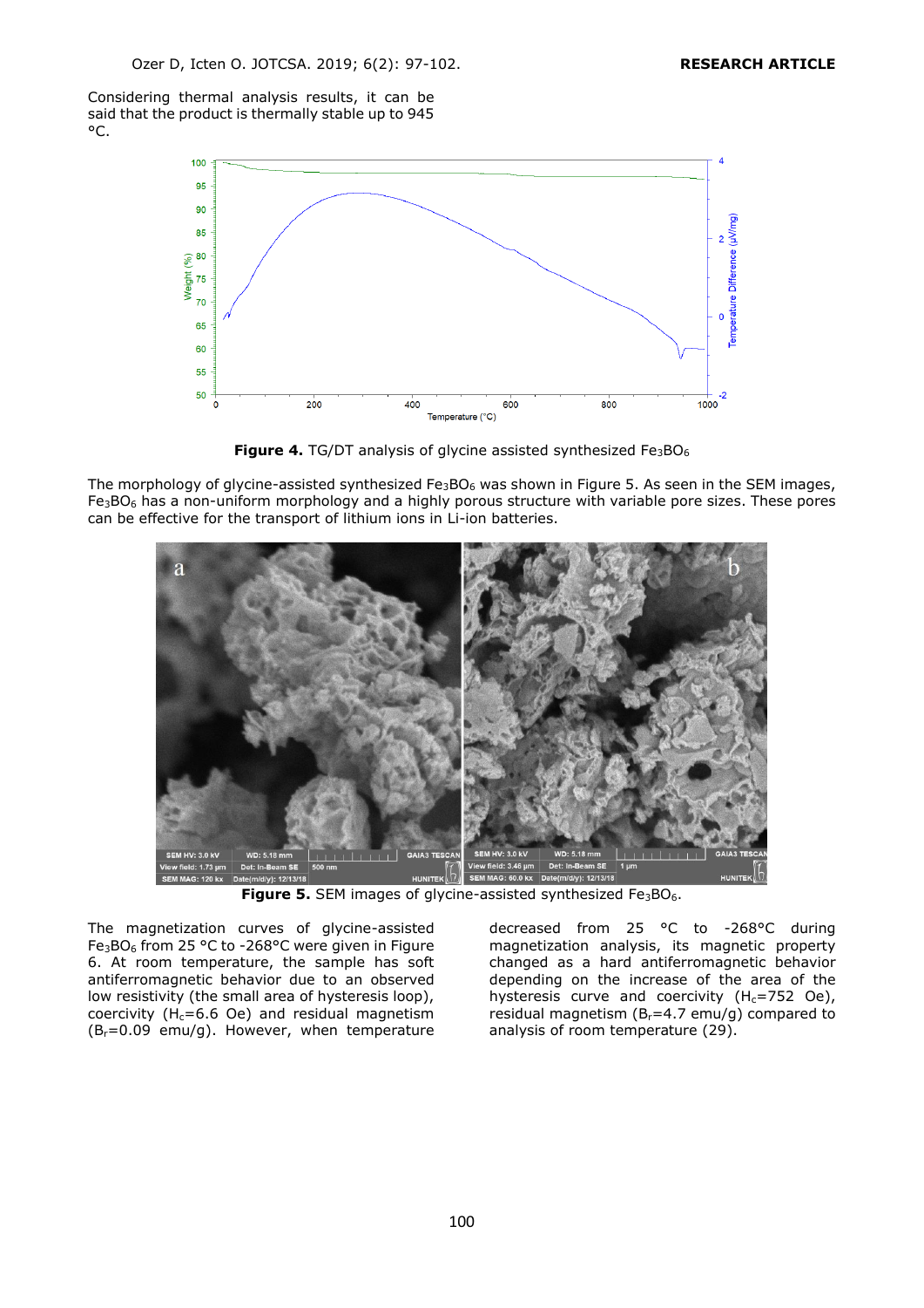Considering thermal analysis results, it can be said that the product is thermally stable up to 945 °C.

**Figure 4.** TG/DT analysis of glycine assisted synthesized $Fe_3BO_6$

The morphology of glycine-assisted synthesized $Fe_3BO_6$ was shown in Figure 5. As seen in the SEM images, $Fe_3BO_6$ has a non-uniform morphology and a highly porous structure with variable pore sizes. These pores can be effective for the transport of lithium ions in Li-ion batteries.

**Figure 5.** SEM images of glycine-assisted synthesized $Fe_3BO_6$.

The magnetization curves of glycine-assisted $Fe_3BO_6$ from 25 °C to -268°C were given in Figure 6. At room temperature, the sample has soft antiferromagnetic behavior due to an observed low resistivity (the small area of hysteresis loop), coercivity ($H_c$=6.6 Oe) and residual magnetism ($B_r$=0.09 emu/g). However, when temperature decreased from 25 °C to -268°C during magnetization analysis, its magnetic property changed as a hard antiferromagnetic behavior depending on the increase of the area of the hysteresis curve and coercivity ($H_c$=752 Oe), residual magnetism ($B_r$=4.7 emu/g) compared to analysis of room temperature (29).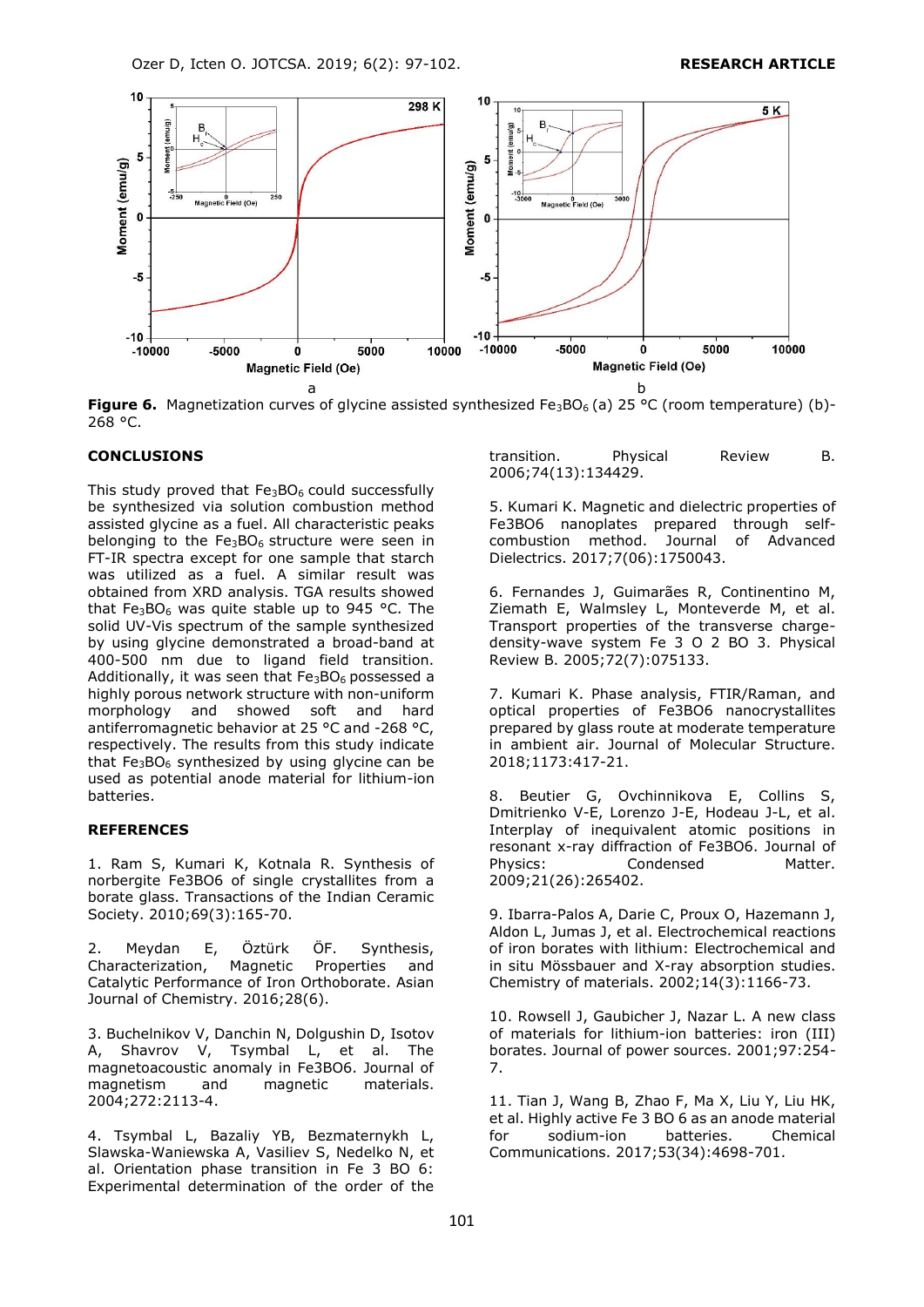Figure 6. Magnetization curves of glycine assisted synthesized $Fe_3BO_6$ (a) 25 °C (room temperature) (b)-268 °C.

## CONCLUSIONS

This study proved that $Fe_3BO_6$ could successfully be synthesized via solution combustion method assisted glycine as a fuel. All characteristic peaks belonging to the $Fe_3BO_6$ structure were seen in FT-IR spectra except for one sample that starch was utilized as a fuel. A similar result was obtained from XRD analysis. TGA results showed that $Fe_3BO_6$ was quite stable up to 945 °C. The solid UV-Vis spectrum of the sample synthesized by using glycine demonstrated a broad-band at 400-500 nm due to ligand field transition. Additionally, it was seen that $Fe_3BO_6$ possessed a highly porous network structure with non-uniform morphology and showed soft and hard antiferromagnetic behavior at 25 °C and -268 °C, respectively. The results from this study indicate that $Fe_3BO_6$ synthesized by using glycine can be used as potential anode material for lithium-ion batteries.

## REFERENCES

1. Ram S, Kumari K, Kotnala R. Synthesis of norbergite Fe3BO6 of single crystallites from a borate glass. Transactions of the Indian Ceramic Society. 2010;69(3):165-70.

2. Meydan E, Öztürk ÖF. Synthesis, Characterization, Magnetic Properties and Catalytic Performance of Iron Orthoborate. Asian Journal of Chemistry. 2016;28(6).

3. Buchelnikov V, Danchin N, Dolgushin D, Isotov A, Shavrov V, Tsymbal L, et al. The magnetoacoustic anomaly in Fe3BO6. Journal of magnetism and magnetic materials. 2004;272:2113-4.

4. Tsymbal L, Bazaliy YB, Bezmaternykh L, Slawska-Waniewska A, Vasiliev S, Nedelko N, et al. Orientation phase transition in Fe 3 BO 6: Experimental determination of the order of the transition. Physical Review B. 2006;74(13):134429.

5. Kumari K. Magnetic and dielectric properties of Fe3BO6 nanoplates prepared through self-combustion method. Journal of Advanced Dielectrics. 2017;7(06):1750043.

6. Fernandes J, Guimarães R, Continentino M, Ziemath E, Walmsley L, Monteverde M, et al. Transport properties of the transverse charge-density-wave system Fe 3 O 2 BO 3. Physical Review B. 2005;72(7):075133.

7. Kumari K. Phase analysis, FTIR/Raman, and optical properties of Fe3BO6 nanocrystallites prepared by glass route at moderate temperature in ambient air. Journal of Molecular Structure. 2018;1173:417-21.

8. Beutier G, Ovchinnikova E, Collins S, Dmitrienko V-E, Lorenzo J-E, Hodeau J-L, et al. Interplay of inequivalent atomic positions in resonant x-ray diffraction of Fe3BO6. Journal of Physics: Condensed Matter. 2009;21(26):265402.

9. Ibarra-Palos A, Darie C, Proux O, Hazemann J, Aldon L, Jumas J, et al. Electrochemical reactions of iron borates with lithium: Electrochemical and in situ Mössbauer and X-ray absorption studies. Chemistry of materials. 2002;14(3):1166-73.

10. Rowsell J, Gaubicher J, Nazar L. A new class of materials for lithium-ion batteries: iron (III) borates. Journal of power sources. 2001;97:254-7.

11. Tian J, Wang B, Zhao F, Ma X, Liu Y, Liu HK, et al. Highly active Fe 3 BO 6 as an anode material for sodium-ion batteries. Chemical Communications. 2017;53(34):4698-701.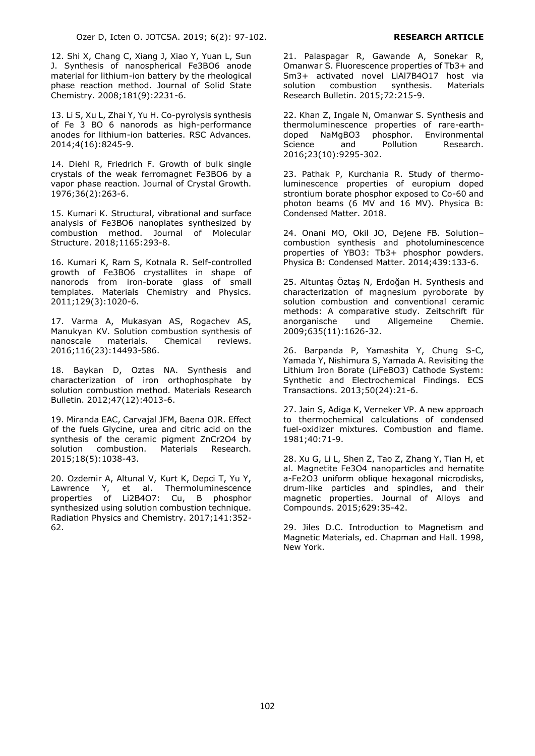12. Shi X, Chang C, Xiang J, Xiao Y, Yuan L, Sun J. Synthesis of nanospherical $Fe_3BO_6$ anode material for lithium-ion battery by the rheological phase reaction method. Journal of Solid State Chemistry. 2008;181(9):2231-6.

13. Li S, Xu L, Zhai Y, Yu H. Co-pyrolysis synthesis of Fe 3 BO 6 nanorods as high-performance anodes for lithium-ion batteries. RSC Advances. 2014;4(16):8245-9.

14. Diehl R, Friedrich F. Growth of bulk single crystals of the weak ferromagnet $Fe_3BO_6$ by a vapor phase reaction. Journal of Crystal Growth. 1976;36(2):263-6.

15. Kumari K. Structural, vibrational and surface analysis of $Fe_3BO_6$ nanoplates synthesized by combustion method. Journal of Molecular Structure. 2018;1165:293-8.

16. Kumari K, Ram S, Kotnala R. Self-controlled growth of $Fe_3BO_6$ crystallites in shape of nanorods from iron-borate glass of small templates. Materials Chemistry and Physics. 2011;129(3):1020-6.

17. Varma A, Mukasyan AS, Rogachev AS, Manukyan KV. Solution combustion synthesis of nanoscale materials. Chemical reviews. 2016;116(23):14493-586.

18. Baykan D, Oztas NA. Synthesis and characterization of iron orthophosphate by solution combustion method. Materials Research Bulletin. 2012;47(12):4013-6.

19. Miranda EAC, Carvajal JFM, Baena OJR. Effect of the fuels Glycine, urea and citric acid on the synthesis of the ceramic pigment $ZnCr_2O_4$ by solution combustion. Materials Research. 2015;18(5):1038-43.

20. Ozdemir A, Altunal V, Kurt K, Depci T, Yu Y, Lawrence Y, et al. Thermoluminescence properties of $Li_2B_4O_7$: Cu, B phosphor synthesized using solution combustion technique. Radiation Physics and Chemistry. 2017;141:352-62.

21. Palaspagar R, Gawande A, Sonekar R, Omanwar S. Fluorescence properties of $Tb^{3+}$ and $Sm^{3+}$ activated novel $LiAl_7B_4O_{17}$ host via solution combustion synthesis. Materials Research Bulletin. 2015;72:215-9.

22. Khan Z, Ingale N, Omanwar S. Synthesis and thermoluminescence properties of rare-earth-doped $NaMgBO_3$ phosphor. Environmental Science and Pollution Research. 2016;23(10):9295-302.

23. Pathak P, Kurchania R. Study of thermo-luminescence properties of europium doped strontium borate phosphor exposed to Co-60 and photon beams (6 MV and 16 MV). Physica B: Condensed Matter. 2018.

24. Onani MO, Okil JO, Dejene FB. Solution–combustion synthesis and photoluminescence properties of $YBO_3$: $Tb^{3+}$ phosphor powders. Physica B: Condensed Matter. 2014;439:133-6.

25. Altuntaş Öztaş N, Erdoğan H. Synthesis and characterization of magnesium pyroborate by solution combustion and conventional ceramic methods: A comparative study. Zeitschrift für anorganische und Allgemeine Chemie. 2009;635(11):1626-32.

26. Barpanda P, Yamashita Y, Chung S-C, Yamada Y, Nishimura S, Yamada A. Revisiting the Lithium Iron Borate ($LiFeBO_3$) Cathode System: Synthetic and Electrochemical Findings. ECS Transactions. 2013;50(24):21-6.

27. Jain S, Adiga K, Verneker VP. A new approach to thermochemical calculations of condensed fuel-oxidizer mixtures. Combustion and flame. 1981;40:71-9.

28. Xu G, Li L, Shen Z, Tao Z, Zhang Y, Tian H, et al. Magnetite $Fe_3O_4$ nanoparticles and hematite a-$Fe_2O_3$ uniform oblique hexagonal microdisks, drum-like particles and spindles, and their magnetic properties. Journal of Alloys and Compounds. 2015;629:35-42.

29. Jiles D.C. Introduction to Magnetism and Magnetic Materials, ed. Chapman and Hall. 1998, New York.